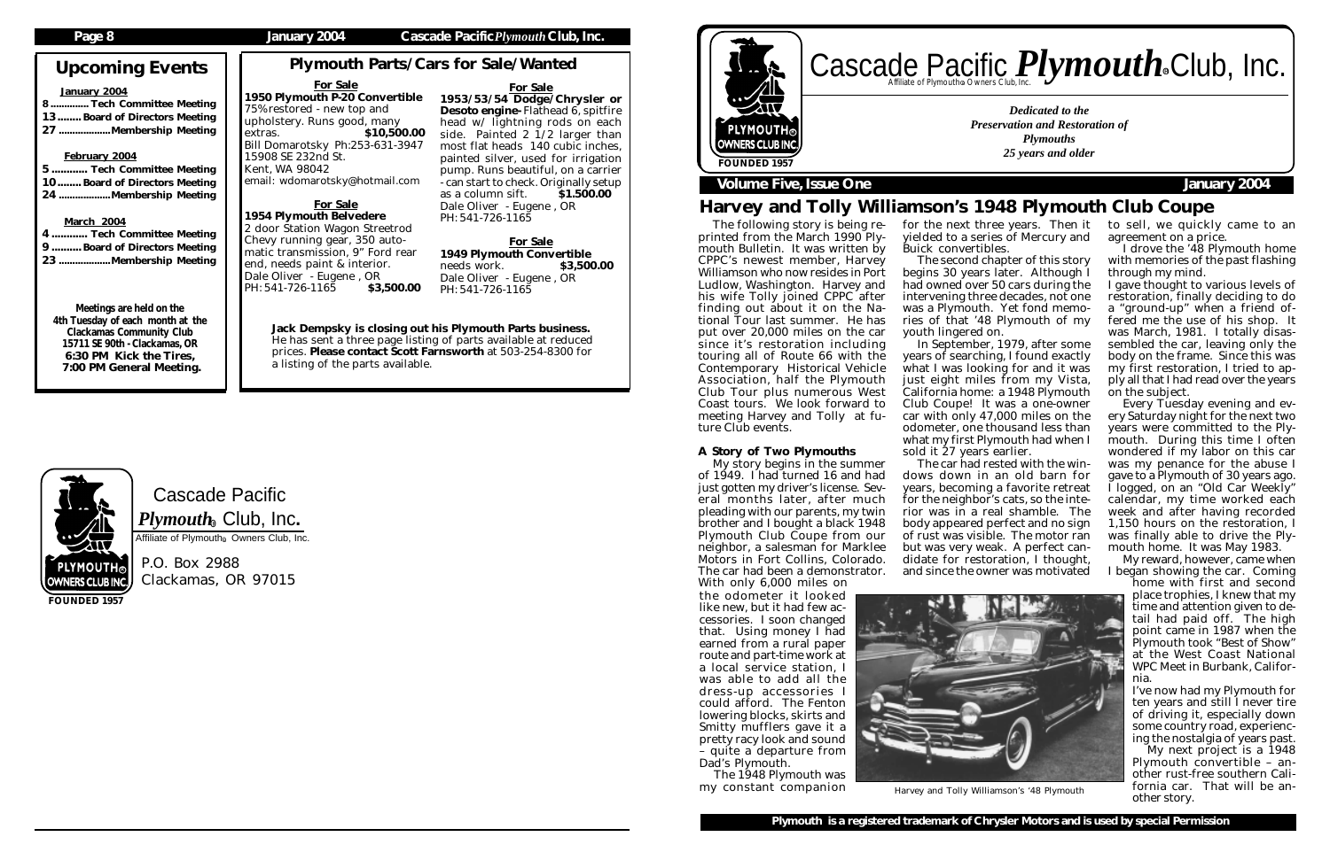## Upcoming Events

**January 2004**

- 8 ............. Tech Committee Meeting
- 13 ........ Board of Directors Meeting
- 27 ..................Membership Meeting

**February 2004**

- 5 ............ Tech Committee Meeting
- 10 ........ Board of Directors Meeting
- 24 ..................Membership Meeting

**March 2004**

- 4 ............ Tech Committee Meeting
- 9 .......... Board of Directors Meeting
- 23 ..................Membership Meeting

**Meetings are held on the 4th Tuesday of each month at the Clackamas Community Club 15711 SE 90th - Clackamas, OR 6:30 PM Kick the Tires, 7:00 PM General Meeting.**

## Plymouth Parts/Cars for Sale/Wanted

**For Sale**
**1950 Plymouth P-20 Convertible**
75% restored - new top and upholstery. Runs good, many extras. **$10,500.00**
Bill Domarotsky Ph:253-631-3947
15908 SE 232nd St.
Kent, WA 98042
email: wdomarotsky@hotmail.com

**For Sale**
**1954 Plymouth Belvedere**
2 door Station Wagon Streetrod Chevy running gear, 350 automatic transmission, 9" Ford rear end, needs paint & interior.
Dale Oliver - Eugene , OR
PH: 541-726-1165 **$3,500.00**

**For Sale**
**1953/53/54 Dodge/Chrysler or Desoto engine**-Flathead 6, spitfire head w/ lightning rods on each side. Painted 2 1/2 larger than most flat heads 140 cubic inches, painted silver, used for irrigation pump. Runs beautiful, on a carrier - can start to check. Originally setup as a column sift. **$1.500.00**
Dale Oliver - Eugene , OR
PH: 541-726-1165

**For Sale**
**1949 Plymouth Convertible**
needs work. **$3,500.00**
Dale Oliver - Eugene , OR
PH: 541-726-1165

**Jack Dempsky is closing out his Plymouth Parts business.** He has sent a three page listing of parts available at reduced prices. **Please contact Scott Farnsworth** at 503-254-8300 for a listing of the parts available.

Cascade Pacific *Plymouth*® Club, Inc.
Affiliate of Plymouth® Owners Club, Inc.
P.O. Box 2988
Clackamas, OR 97015
FOUNDED 1957

# Cascade Pacific *Plymouth*® Club, Inc.

Affiliate of Plymouth® Owners Club, Inc.

FOUNDED 1957

*Dedicated to the Preservation and Restoration of Plymouths 25 years and older*

**Volume Five, Issue One** — **January 2004**

## Harvey and Tolly Williamson's 1948 Plymouth Club Coupe

The following story is being reprinted from the March 1990 Plymouth Bulletin. It was written by CPPC's newest member, Harvey Williamson who now resides in Port Ludlow, Washington. Harvey and his wife Tolly joined CPPC after finding out about it on the National Tour last summer. He has put over 20,000 miles on the car since it's restoration including touring all of Route 66 with the Contemporary Historical Vehicle Association, half the Plymouth Club Tour plus numerous West Coast tours. We look forward to meeting Harvey and Tolly at future Club events.

### A Story of Two Plymouths

My story begins in the summer of 1949. I had turned 16 and had just gotten my driver's license. Several months later, after much pleading with our parents, my twin brother and I bought a black 1948 Plymouth Club Coupe from our neighbor, a salesman for Marklee Motors in Fort Collins, Colorado. The car had been a demonstrator. With only 6,000 miles on the odometer it looked like new, but it had few accessories. I soon changed that. Using money I had earned from a rural paper route and part-time work at a local service station, I was able to add all the dress-up accessories I could afford. The Fenton lowering blocks, skirts and Smitty mufflers gave it a pretty racy look and sound – quite a departure from Dad's Plymouth.

The 1948 Plymouth was my constant companion for the next three years. Then it yielded to a series of Mercury and Buick convertibles.

The second chapter of this story begins 30 years later. Although I had owned over 50 cars during the intervening three decades, not one was a Plymouth. Yet fond memories of that '48 Plymouth of my youth lingered on.

In September, 1979, after some years of searching, I found exactly what I was looking for and it was just eight miles from my Vista, California home: a 1948 Plymouth Club Coupe! It was a one-owner car with only 47,000 miles on the odometer, one thousand less than what my first Plymouth had when I sold it 27 years earlier.

The car had rested with the windows down in an old barn for years, becoming a favorite retreat for the neighbor's cats, so the interior was in a real shamble. The body appeared perfect and no sign of rust was visible. The motor ran but was very weak. A perfect candidate for restoration, I thought, and since the owner was motivated to sell, we quickly came to an agreement on a price.

I drove the '48 Plymouth home with memories of the past flashing through my mind.

I gave thought to various levels of restoration, finally deciding to do a "ground-up" when a friend offered me the use of his shop. It was March, 1981. I totally disassembled the car, leaving only the body on the frame. Since this was my first restoration, I tried to apply all that I had read over the years on the subject.

Every Tuesday evening and every Saturday night for the next two years were committed to the Plymouth. During this time I often wondered if my labor on this car was my penance for the abuse I gave to a Plymouth of 30 years ago. I logged, on an "Old Car Weekly" calendar, my time worked each week and after having recorded 1,150 hours on the restoration, I was finally able to drive the Plymouth home. It was May 1983.

My reward, however, came when I began showing the car. Coming home with first and second place trophies, I knew that my time and attention given to detail had paid off. The high point came in 1987 when the Plymouth took "Best of Show" at the West Coast National WPC Meet in Burbank, California.

I've now had my Plymouth for ten years and still I never tire of driving it, especially down some country road, experiencing the nostalgia of years past.

My next project is a 1948 Plymouth convertible – another rust-free southern California car. That will be another story.

Harvey and Tolly Williamson's '48 Plymouth

**Plymouth is a registered trademark of Chrysler Motors and is used by special Permission**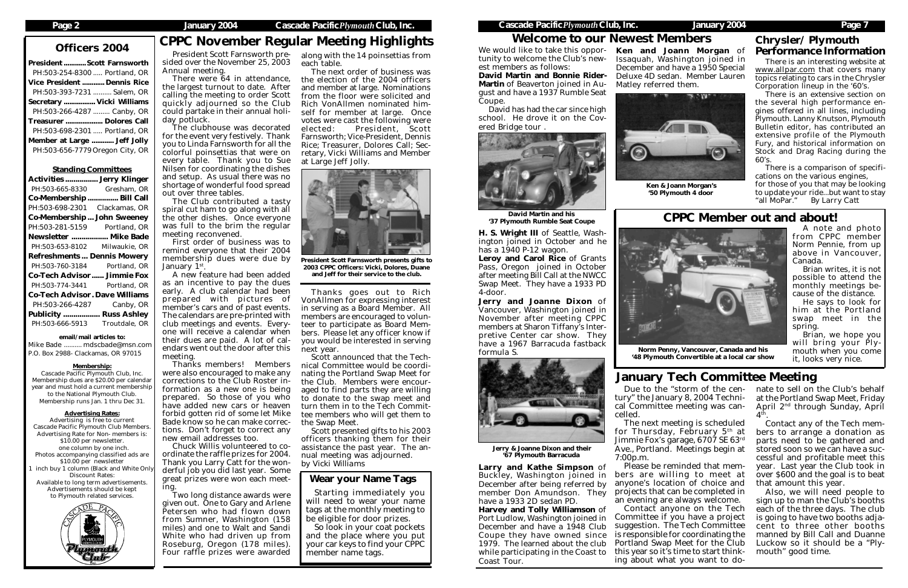## Officers 2004

**President ............ Scott Farnsworth**
PH:503-254-8300 ..... Portland, OR
**Vice President ............ Dennis Rice**
PH:503-393-7231 .......... Salem, OR
**Secretary ................ Vicki Williams**
PH:503-266-4287 ......... Canby, OR
**Treasurer .................. Dolores Call**
PH:503-698-2301 ..... Portland, OR
**Member at Large ........... Jeff Jolly**
PH:503-656-7779 Oregon City, OR

### Standing Committees

**Activities ................ Jerry Klinger**
PH:503-665-8330 Gresham, OR
**Co-Membership ............... Bill Call**
PH:503-698-2301 Clackamas, OR
**Co-Membership ... John Sweeney**
PH:503-281-5159 Portland, OR
**Newsletter ................. Mike Bade**
PH:503-653-8102 Milwaukie, OR
**Refreshments ... Dennis Mowery**
PH:503-760-3184 Portland, OR
**Co-Tech Advisor ...... Jimmie Fox**
PH:503-774-3441 Portland, OR
**Co-Tech Advisor . Dave Williams**
PH:503-266-4287 Canby, OR
**Publicity .................. Russ Ashley**
PH:503-666-5913 Troutdale, OR

**email/mail articles to:**
Mike Bade .......... mdscbade@msn.com
P.O. Box 2988- Clackamas, OR 97015

**Membership:**
Cascade Pacific Plymouth Club, Inc. Membership dues are $20.00 per calendar year and must hold a current membership to the National Plymouth Club. Membership runs Jan. 1 thru Dec 31.

**Advertising Rates:**
Advertising is free to current Cascade Pacific Plymouth Club Members. Advertising Rate for Non- members is: $10.00 per newsletter. one column by one inch. Photos accompanying classified ads are $10.00 per newsletter
1 inch buy 1 column (Black and White Only) Discount Rates: Available to long term advertisements. Advertisements should be kept to Plymouth related services.

## CPPC November Regular Meeting Highlights

President Scott Farnsworth presided over the November 25, 2003 Annual meeting.

There were 64 in attendance, the largest turnout to date. After calling the meeting to order Scott quickly adjourned so the Club could partake in their annual holiday potluck.

The clubhouse was decorated for the event very festively. Thank you to Linda Farnsworth for all the colorful poinsettias that were on every table. Thank you to Sue Nilsen for coordinating the dishes and setup. As usual there was no shortage of wonderful food spread out over three tables.

The Club contributed a tasty spiral cut ham to go along with all the other dishes. Once everyone was full to the brim the regular meeting reconvened.

First order of business was to remind everyone that their 2004 membership dues were due by January 1st.

A new feature had been added as an incentive to pay the dues early. A club calendar had been prepared with pictures of member's cars and of past events. The calendars are pre-printed with club meetings and events. Everyone will receive a calendar when their dues are paid. A lot of calendars went out the door after this meeting.

Thanks members! Members were also encouraged to make any corrections to the Club Roster information as a new one is being prepared. So those of you who have added new cars or heaven forbid gotten rid of some let Mike Bade know so he can make corrections. Don't forget to correct any new email addresses too.

Chuck Willis volunteered to coordinate the raffle prizes for 2004. Thank you Larry Catt for the wonderful job you did last year. Some great prizes were won each meeting.

Two long distance awards were given out. One to Gary and Arlene Petersen who had flown down from Sumner, Washington (158 miles) and one to Walt and Sandi White who had driven up from Roseburg, Oregon (178 miles). Four raffle prizes were awarded along with the 14 poinsettias from each table.

The next order of business was the election of the 2004 officers and member at large. Nominations from the floor were solicited and Rich VonAllmen nominated himself for member at large. Once votes were cast the following were elected: President, Scott Farnsworth; Vice-President, Dennis Rice; Treasurer, Dolores Call; Secretary, Vicki Williams and Member at Large Jeff Jolly.

President Scott Farnsworth presents gifts to 2003 CPPC Officers: Vicki, Dolores, Duane and Jeff for their service to the club.

Thanks goes out to Rich VonAllmen for expressing interest in serving as a Board Member. All members are encouraged to volunteer to participate as Board Members. Please let any officer know if you would be interested in serving next year.

Scott announced that the Technical Committee would be coordinating the Portland Swap Meet for the Club. Members were encouraged to find parts they are willing to donate to the swap meet and turn them in to the Tech Committee members who will get them to the Swap Meet.

Scott presented gifts to his 2003 officers thanking them for their assistance the past year. The annual meeting was adjourned.
by Vicki Williams

### Wear your Name Tags

Starting immediately you will need to wear your name tags at the monthly meeting to be eligible for door prizes.

So look in your coat pockets and the place where you put your car keys to find your CPPC member name tags.

## Welcome to our Newest Members

We would like to take this opportunity to welcome the Club's newest members as follows:

**David Martin and Bonnie Rider-Martin** of Beaverton joined in August and have a 1937 Rumble Seat Coupe.

David has had the car since high school. He drove it on the Covered Bridge tour .

David Martin and his '37 Plymouth Rumble Seat Coupe

**H. S. Wright III** of Seattle, Washington joined in October and he has a 1940 P-12 wagon.

**Leroy and Carol Rice** of Grants Pass, Oregon joined in October after meeting Bill Call at the NWCC Swap Meet. They have a 1933 PD 4-door.

**Jerry and Joanne Dixon** of Vancouver, Washington joined in November after meeting CPPC members at Sharon Tiffany's Interpretive Center car show. They have a 1967 Barracuda fastback formula S.

Jerry & Joanne Dixon and their '67 Plymouth Barracuda

**Larry and Kathe Simpson** of Buckley, Washington joined in December after being referred by member Don Amundson. They have a 1933 2D sedan PD.

**Harvey and Tolly Williamson** of Port Ludlow, Washington joined in December and have a 1948 Club Coupe they have owned since 1979. The learned about the club while participating in the Coast to Coast Tour.

**Ken and Joann Morgan** of Issaquah, Washington joined in December and have a 1950 Special Deluxe 4D sedan. Member Lauren Matley referred them.

Ken & Joann Morgan's '50 Plymouth 4 door

## Chrysler/ Plymouth Performance Information

There is an interesting website at www.allpar.com that covers many topics relating to cars in the Chrysler Corporation lineup in the '60s.

There is an extensive section on the several high performance engines offered in all lines, including Plymouth. Lanny Knutson, Plymouth Bulletin editor, has contributed an extensive profile of the Plymouth Fury, and historical information on Stock and Drag Racing during the 60's.

There is a comparison of specifications on the various engines, for those of you that may be looking to update your ride...but want to stay "all MoPar." By Larry Catt

## CPPC Member out and about!

Norm Penny, Vancouver, Canada and his '48 Plymouth Convertible at a local car show

A note and photo from CPPC member Norm Pennie, from up above in Vancouver, Canada.

Brian writes, it is not possible to attend the monthly meetings because of the distance.

He says to look for him at the Portland swap meet in the spring.

Brian, we hope you will bring your Plymouth when you come it, looks very nice.

## January Tech Committee Meeting

Due to the "storm of the century" the January 8, 2004 Technical Committee meeting was cancelled.

The next meeting is scheduled for Thursday, February 5th at Jimmie Fox's garage, 6707 SE 63rd Ave., Portland. Meetings begin at 7:00p.m.

Please be reminded that members are willing to meet at anyone's location of choice and projects that can be completed in an evening are always welcome.

Contact anyone on the Tech Committee if you have a project suggestion. The Tech Committee is responsible for coordinating the Portland Swap Meet for the Club this year so it's time to start thinking about what you want to donate to sell on the Club's behalf at the Portland Swap Meet, Friday April 2nd through Sunday, April 4th.

Contact any of the Tech members to arrange a donation as parts need to be gathered and stored soon so we can have a successful and profitable meet this year. Last year the Club took in over $600 and the goal is to beat that amount this year.

Also, we will need people to sign up to man the Club's booths each of the three days. The club is going to have two booths adjacent to three other booths manned by Bill Call and Duanne Luckow so it should be a "Plymouth" good time.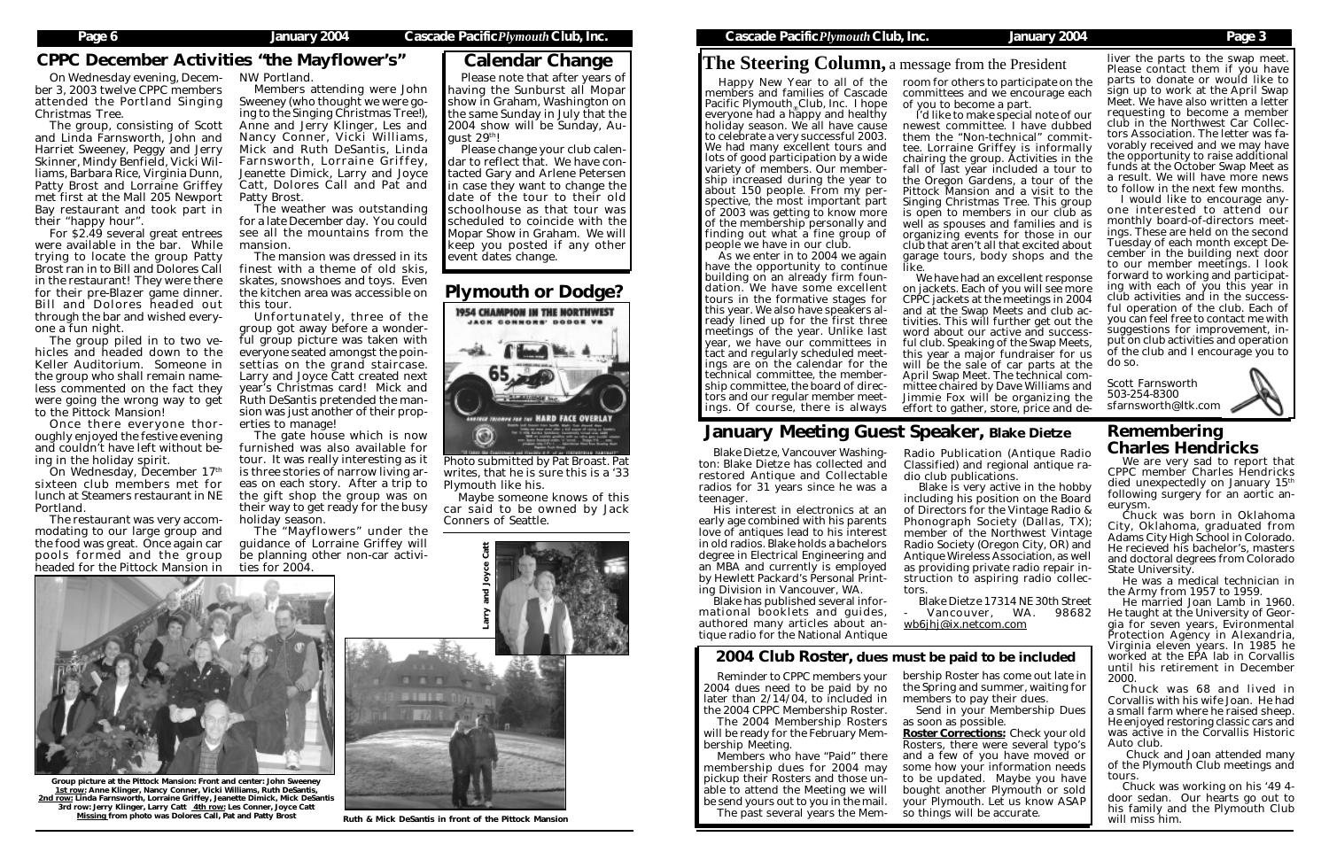## CPPC December Activities "the Mayflower's"

On Wednesday evening, December 3, 2003 twelve CPPC members attended the Portland Singing Christmas Tree.

The group, consisting of Scott and Linda Farnsworth, John and Harriet Sweeney, Peggy and Jerry Skinner, Mindy Benfield, Vicki Williams, Barbara Rice, Virginia Dunn, Patty Brost and Lorraine Griffey met first at the Mall 205 Newport Bay restaurant and took part in their "happy hour".

For $2.49 several great entrees were available in the bar. While trying to locate the group Patty Brost ran in to Bill and Dolores Call in the restaurant! They were there for their pre-Blazer game dinner. Bill and Dolores headed out through the bar and wished everyone a fun night.

The group piled in to two vehicles and headed down to the Keller Auditorium. Someone in the group who shall remain nameless commented on the fact they were going the wrong way to get to the Pittock Mansion!

Once there everyone thoroughly enjoyed the festive evening and couldn't have left without being in the holiday spirit.

On Wednesday, December 17th sixteen club members met for lunch at Steamers restaurant in NE Portland.

The restaurant was very accommodating to our large group and the food was great. Once again car pools formed and the group headed for the Pittock Mansion in NW Portland.

Members attending were John Sweeney (who thought we were going to the Singing Christmas Tree!), Anne and Jerry Klinger, Les and Nancy Conner, Vicki Williams, Mick and Ruth DeSantis, Linda Farnsworth, Lorraine Griffey, Jeanette Dimick, Larry and Joyce Catt, Dolores Call and Pat and Patty Brost.

The weather was outstanding for a late December day. You could see all the mountains from the mansion.

The mansion was dressed in its finest with a theme of old skis, skates, snowshoes and toys. Even the kitchen area was accessible on this tour.

Unfortunately, three of the group got away before a wonderful group picture was taken with everyone seated amongst the poinsettias on the grand staircase. Larry and Joyce Catt created next year's Christmas card! Mick and Ruth DeSantis pretended the mansion was just another of their properties to manage!

The gate house which is now furnished was also available for tour. It was really interesting as it is three stories of narrow living areas on each story. After a trip to the gift shop the group was on their way to get ready for the busy holiday season.

The "Mayflowers" under the guidance of Lorraine Griffey will be planning other non-car activities for 2004.

**Group picture at the Pittock Mansion: Front and center: John Sweeney**
**1st row: Anne Klinger, Nancy Conner, Vicki Williams, Ruth DeSantis,**
**2nd row: Linda Farnsworth, Lorraine Griffey, Jeanette Dimick, Mick DeSantis**
**3rd row: Jerry Klinger, Larry Catt 4th row: Les Conner, Joyce Catt**
**Missing from photo was Dolores Call, Pat and Patty Brost**

**Ruth & Mick DeSantis in front of the Pittock Mansion**

Larry and Joyce Catt

## Calendar Change

Please note that after years of having the Sunburst all Mopar show in Graham, Washington on the same Sunday in July that the 2004 show will be Sunday, August 29th!

Please change your club calendar to reflect that. We have contacted Gary and Arlene Petersen in case they want to change the date of the tour to their old schoolhouse as that tour was scheduled to coincide with the Mopar Show in Graham. We will keep you posted if any other event dates change.

## Plymouth or Dodge?

Photo submitted by Pat Broast. Pat writes, that he is sure this is a '33 Plymouth like his.

Maybe someone knows of this car said to be owned by Jack Conners of Seattle.

# The Steering Column, a message from the President

Happy New Year to all of the members and families of Cascade Pacific Plymouth® Club, Inc. I hope everyone had a happy and healthy holiday season. We all have cause to celebrate a very successful 2003. We had many excellent tours and lots of good participation by a wide variety of members. Our membership increased during the year to about 150 people. From my perspective, the most important part of 2003 was getting to know more of the membership personally and finding out what a fine group of people we have in our club.

As we enter in to 2004 we again have the opportunity to continue building on an already firm foundation. We have some excellent tours in the formative stages for this year. We also have speakers already lined up for the first three meetings of the year. Unlike last year, we have our committees in tact and regularly scheduled meetings are on the calendar for the technical committee, the membership committee, the board of directors and our regular member meetings. Of course, there is always room for others to participate on the committees and we encourage each of you to become a part.

I'd like to make special note of our newest committee. I have dubbed them the "Non-technical" committee. Lorraine Griffey is informally chairing the group. Activities in the fall of last year included a tour to the Oregon Gardens, a tour of the Pittock Mansion and a visit to the Singing Christmas Tree. This group is open to members in our club as well as spouses and families and is organizing events for those in our club that aren't all that excited about garage tours, body shops and the like.

We have had an excellent response on jackets. Each of you will see more CPPC jackets at the meetings in 2004 and at the Swap Meets and club activities. This will further get out the word about our active and successful club. Speaking of the Swap Meets, this year a major fundraiser for us will be the sale of car parts at the April Swap Meet. The technical committee chaired by Dave Williams and Jimmie Fox will be organizing the effort to gather, store, price and deliver the parts to the swap meet. Please contact them if you have parts to donate or would like to sign up to work at the April Swap Meet. We have also written a letter requesting to become a member club in the Northwest Car Collectors Association. The letter was favorably received and we may have the opportunity to raise additional funds at the October Swap Meet as a result. We will have more news to follow in the next few months.

I would like to encourage anyone interested to attend our monthly board-of-directors meetings. These are held on the second Tuesday of each month except December in the building next door to our member meetings. I look forward to working and participating with each of you this year in club activities and in the successful operation of the club. Each of you can feel free to contact me with suggestions for improvement, input on club activities and operation of the club and I encourage you to do so.

Scott Farnsworth
503-254-8300
sfarnsworth@ltk.com

## January Meeting Guest Speaker, Blake Dietze

Blake Dietze, Vancouver Washington: Blake Dietze has collected and restored Antique and Collectable radios for 31 years since he was a teenager.

His interest in electronics at an early age combined with his parents love of antiques lead to his interest in old radios. Blake holds a bachelors degree in Electrical Engineering and an MBA and currently is employed by Hewlett Packard's Personal Printing Division in Vancouver, WA.

Blake has published several informational booklets and guides, authored many articles about antique radio for the National Antique Radio Publication (Antique Radio Classified) and regional antique radio club publications.

Blake is very active in the hobby including his position on the Board of Directors for the Vintage Radio & Phonograph Society (Dallas, TX); member of the Northwest Vintage Radio Society (Oregon City, OR) and Antique Wireless Association, as well as providing private radio repair instruction to aspiring radio collectors.

Blake Dietze 17314 NE 30th Street - Vancouver, WA. 98682
wb6jhj@ix.netcom.com

## Remembering Charles Hendricks

We are very sad to report that CPPC member Charles Hendricks died unexpectedly on January 15th following surgery for an aortic aneurysm.

Chuck was born in Oklahoma City, Oklahoma, graduated from Adams City High School in Colorado. He recieved his bachelor's, masters and doctoral degrees from Colorado State University.

He was a medical technician in the Army from 1957 to 1959.

He married Joan Lamb in 1960. He taught at the University of Georgia for seven years, Evironmental Protection Agency in Alexandria, Virginia eleven years. In 1985 he worked at the EPA lab in Corvallis until his retirement in December 2000.

Chuck was 68 and lived in Corvallis with his wife Joan. He had a small farm where he raised sheep. He enjoyed restoring classic cars and was active in the Corvallis Historic Auto club.

Chuck and Joan attended many of the Plymouth Club meetings and tours.

Chuck was working on his '49 4-door sedan. Our hearts go out to his family and the Plymouth Club will miss him.

## 2004 Club Roster, dues must be paid to be included

Reminder to CPPC members your 2004 dues need to be paid by no later than 2/14/04, to included in the 2004 CPPC Membership Roster.

The 2004 Membership Rosters will be ready for the February Membership Meeting.

Members who have "Paid" there membership dues for 2004 may pickup their Rosters and those unable to attend the Meeting we will be send yours out to you in the mail.

The past several years the Membership Roster has come out late in the Spring and summer, waiting for members to pay their dues.

Send in your Membership Dues as soon as possible.

**Roster Corrections:** Check your old Rosters, there were several typo's and a few of you have moved or some how your information needs to be updated. Maybe you have bought another Plymouth or sold your Plymouth. Let us know ASAP so things will be accurate.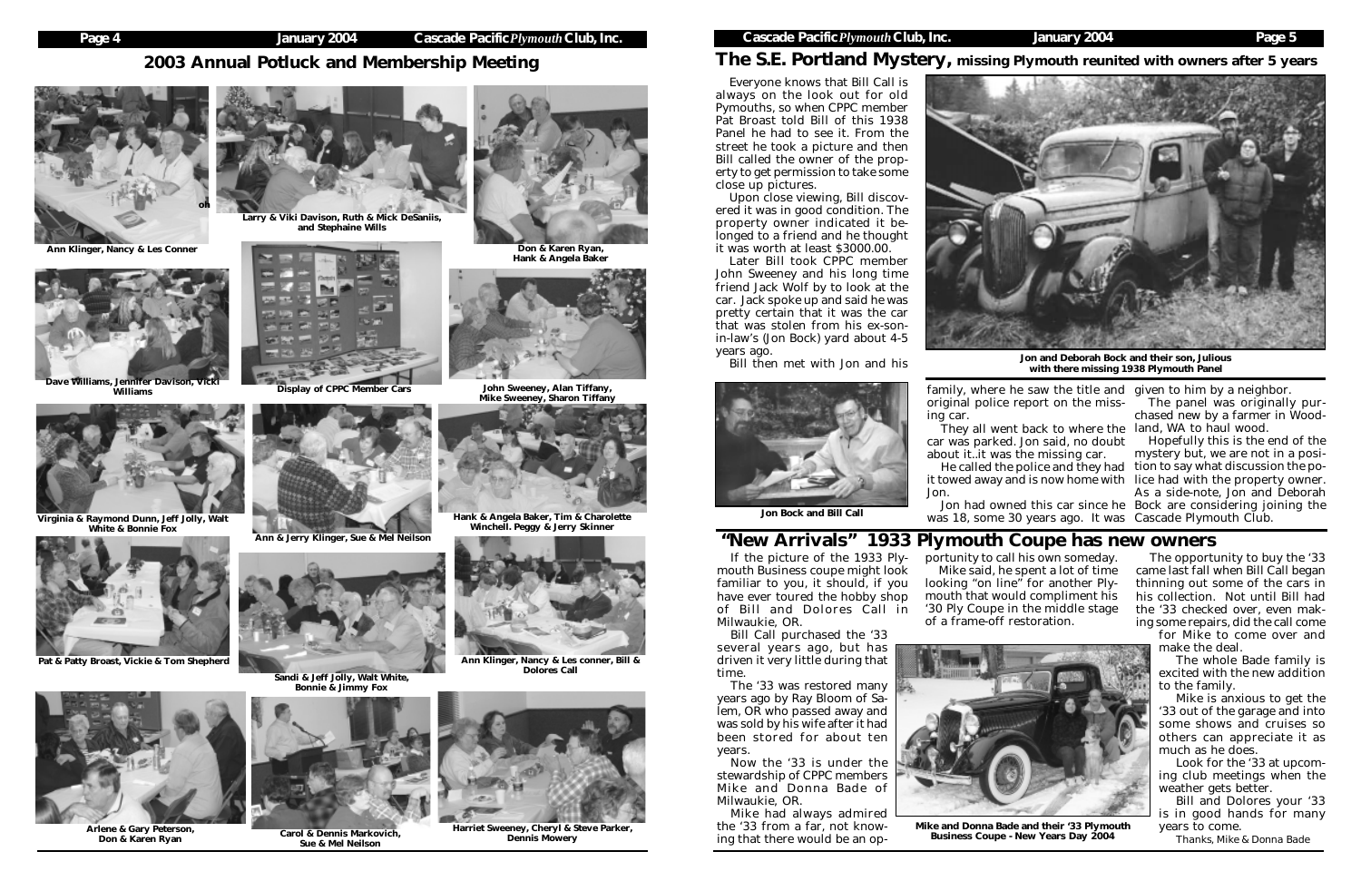## 2003 Annual Potluck and Membership Meeting

Ann Klinger, Nancy & Les Conner

Larry & Viki Davison, Ruth & Mick DeSaniis, and Stephaine Wills

Don & Karen Ryan, Hank & Angela Baker

Dave Williams, Jennifer Davison, Vicki Williams

Display of CPPC Member Cars

John Sweeney, Alan Tiffany, Mike Sweeney, Sharon Tiffany

Virginia & Raymond Dunn, Jeff Jolly, Walt White & Bonnie Fox

Ann & Jerry Klinger, Sue & Mel Neilson

Hank & Angela Baker, Tim & Charolette Winchell. Peggy & Jerry Skinner

Pat & Patty Broast, Vickie & Tom Shepherd

Sandi & Jeff Jolly, Walt White, Bonnie & Jimmy Fox

Ann Klinger, Nancy & Les conner, Bill & Dolores Call

Arlene & Gary Peterson, Don & Karen Ryan

Carol & Dennis Markovich, Sue & Mel Neilson

Harriet Sweeney, Cheryl & Steve Parker, Dennis Mowery

## The S.E. Portland Mystery, missing Plymouth reunited with owners after 5 years

Everyone knows that Bill Call is always on the look out for old Pymouths, so when CPPC member Pat Broast told Bill of this 1938 Panel he had to see it. From the street he took a picture and then Bill called the owner of the property to get permission to take some close up pictures.

Upon close viewing, Bill discovered it was in good condition. The property owner indicated it belonged to a friend and he thought it was worth at least $3000.00.

Later Bill took CPPC member John Sweeney and his long time friend Jack Wolf by to look at the car. Jack spoke up and said he was pretty certain that it was the car that was stolen from his ex-son-in-law's (Jon Bock) yard about 4-5 years ago.

Bill then met with Jon and his family, where he saw the title and original police report on the missing car.

They all went back to where the car was parked. Jon said, no doubt about it..it was the missing car.

He called the police and they had it towed away and is now home with Jon.

Jon had owned this car since he was 18, some 30 years ago. It was given to him by a neighbor.

The panel was originally purchased new by a farmer in Woodland, WA to haul wood.

Hopefully this is the end of the mystery but, we are not in a position to say what discussion the police had with the property owner. As a side-note, Jon and Deborah Bock are considering joining the Cascade Plymouth Club.

Jon and Deborah Bock and their son, Julious with there missing 1938 Plymouth Panel

Jon Bock and Bill Call

## "New Arrivals" 1933 Plymouth Coupe has new owners

If the picture of the 1933 Plymouth Business coupe might look familiar to you, it should, if you have ever toured the hobby shop of Bill and Dolores Call in Milwaukie, OR.

Bill Call purchased the '33 several years ago, but has driven it very little during that time.

The '33 was restored many years ago by Ray Bloom of Salem, OR who passed away and was sold by his wife after it had been stored for about ten years.

Now the '33 is under the stewardship of CPPC members Mike and Donna Bade of Milwaukie, OR.

Mike had always admired the '33 from a far, not knowing that there would be an opportunity to call his own someday.

Mike said, he spent a lot of time looking "on line" for another Plymouth that would compliment his '30 Ply Coupe in the middle stage of a frame-off restoration.

Mike and Donna Bade and their '33 Plymouth Business Coupe - New Years Day 2004

The opportunity to buy the '33 came last fall when Bill Call began thinning out some of the cars in his collection. Not until Bill had the '33 checked over, even making some repairs, did the call come for Mike to come over and make the deal.

The whole Bade family is excited with the new addition to the family.

Mike is anxious to get the '33 out of the garage and into some shows and cruises so others can appreciate it as much as he does.

Look for the '33 at upcoming club meetings when the weather gets better.

Bill and Dolores your '33 is in good hands for many years to come.

*Thanks, Mike & Donna Bade*